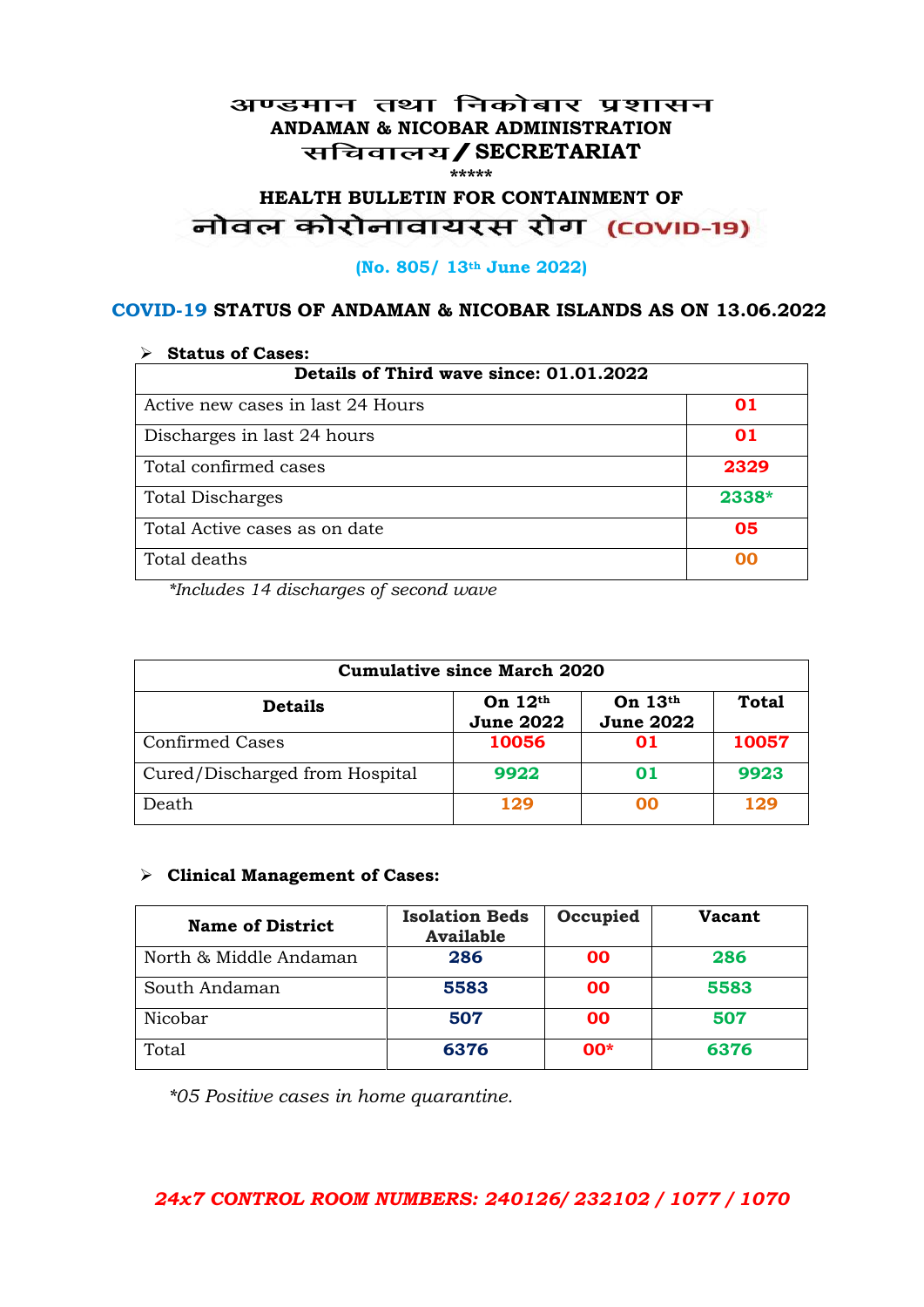# अण्डमान तथा निकोबार प्रशासन
## ANDAMAN & NICOBAR ADMINISTRATION
## सचिवालय / SECRETARIAT

\*\*\*\*\*

## HEALTH BULLETIN FOR CONTAINMENT OF
## नोवल कोरोनावायरस रोग (COVID-19)

**(No. 805/ 13th June 2022)**

### COVID-19 STATUS OF ANDAMAN & NICOBAR ISLANDS AS ON 13.06.2022

- **Status of Cases:**

| Details of Third wave since: 01.01.2022 | |
|---|---|
| Active new cases in last 24 Hours | 01 |
| Discharges in last 24 hours | 01 |
| Total confirmed cases | 2329 |
| Total Discharges | 2338* |
| Total Active cases as on date | 05 |
| Total deaths | 00 |

*\*Includes 14 discharges of second wave*

| Cumulative since March 2020 | | | |
|---|---|---|---|
| **Details** | **On 12th June 2022** | **On 13th June 2022** | **Total** |
| Confirmed Cases | 10056 | 01 | 10057 |
| Cured/Discharged from Hospital | 9922 | 01 | 9923 |
| Death | 129 | 00 | 129 |

- **Clinical Management of Cases:**

| Name of District | Isolation Beds Available | Occupied | Vacant |
|---|---|---|---|
| North & Middle Andaman | 286 | 00 | 286 |
| South Andaman | 5583 | 00 | 5583 |
| Nicobar | 507 | 00 | 507 |
| Total | 6376 | 00* | 6376 |

*\*05 Positive cases in home quarantine.*

***24x7 CONTROL ROOM NUMBERS: 240126/ 232102 / 1077 / 1070***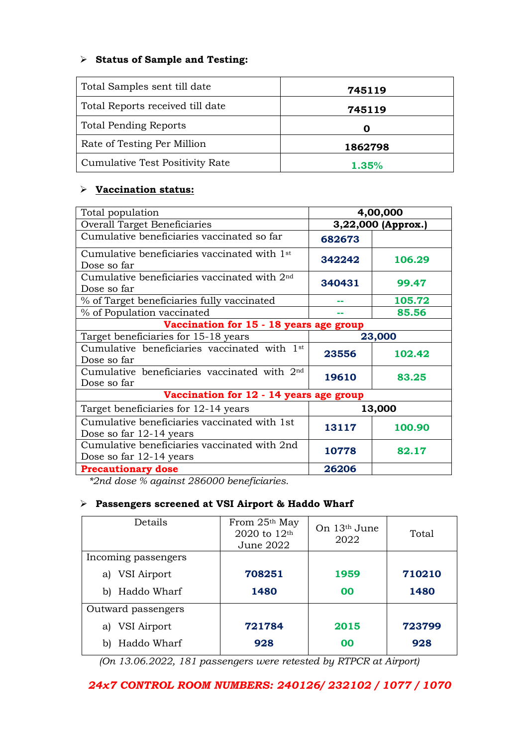- **Status of Sample and Testing:**

| | |
|---|---|
| Total Samples sent till date | **745119** |
| Total Reports received till date | **745119** |
| Total Pending Reports | **0** |
| Rate of Testing Per Million | **1862798** |
| Cumulative Test Positivity Rate | **1.35%** |

- **Vaccination status:**

| | | |
|---|---|---|
| Total population | **4,00,000** | |
| Overall Target Beneficiaries | **3,22,000 (Approx.)** | |
| Cumulative beneficiaries vaccinated so far | **682673** | |
| Cumulative beneficiaries vaccinated with 1st Dose so far | **342242** | **106.29** |
| Cumulative beneficiaries vaccinated with 2nd Dose so far | **340431** | **99.47** |
| % of Target beneficiaries fully vaccinated | **--** | **105.72** |
| % of Population vaccinated | **--** | **85.56** |
| **Vaccination for 15 - 18 years age group** | | |
| Target beneficiaries for 15-18 years | **23,000** | |
| Cumulative beneficiaries vaccinated with 1st Dose so far | **23556** | **102.42** |
| Cumulative beneficiaries vaccinated with 2nd Dose so far | **19610** | **83.25** |
| **Vaccination for 12 - 14 years age group** | | |
| Target beneficiaries for 12-14 years | **13,000** | |
| Cumulative beneficiaries vaccinated with 1st Dose so far 12-14 years | **13117** | **100.90** |
| Cumulative beneficiaries vaccinated with 2nd Dose so far 12-14 years | **10778** | **82.17** |
| **Precautionary dose** | **26206** | |

*\*2nd dose % against 286000 beneficiaries.*

- **Passengers screened at VSI Airport & Haddo Wharf**

| Details | From 25th May 2020 to 12th June 2022 | On 13th June 2022 | Total |
|---|---|---|---|
| Incoming passengers | | | |
| a) VSI Airport | **708251** | **1959** | **710210** |
| b) Haddo Wharf | **1480** | **00** | **1480** |
| Outward passengers | | | |
| a) VSI Airport | **721784** | **2015** | **723799** |
| b) Haddo Wharf | **928** | **00** | **928** |

*(On 13.06.2022, 181 passengers were retested by RTPCR at Airport)*

***24x7 CONTROL ROOM NUMBERS: 240126/ 232102 / 1077 / 1070***